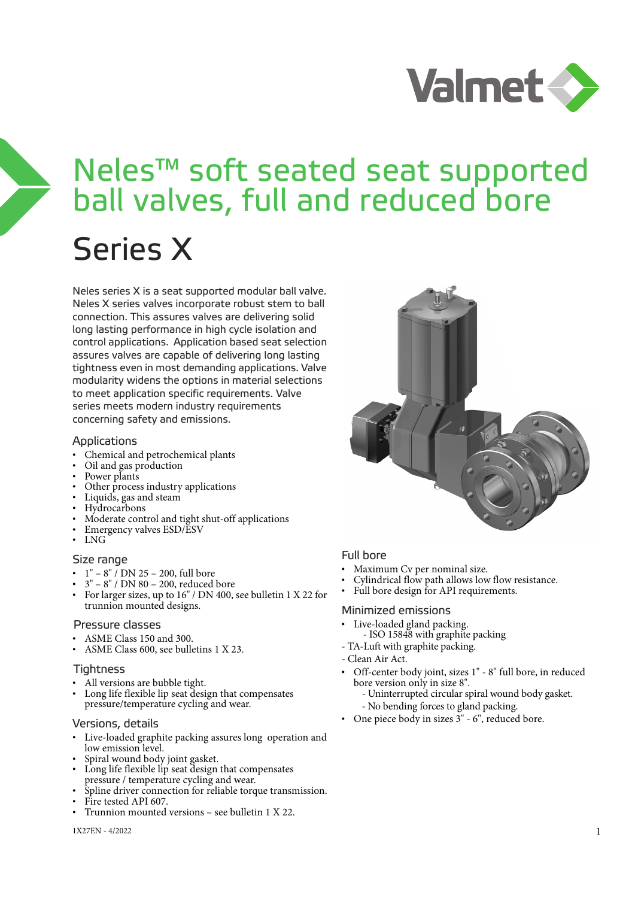# Neles™ soft seated seat supported ball valves, full and reduced bore

# Series X

Neles series X is a seat supported modular ball valve. Neles X series valves incorporate robust stem to ball connection. This assures valves are delivering solid long lasting performance in high cycle isolation and control applications. Application based seat selection assures valves are capable of delivering long lasting tightness even in most demanding applications. Valve modularity widens the options in material selections to meet application specific requirements. Valve series meets modern industry requirements concerning safety and emissions.

## Applications

- Chemical and petrochemical plants
- Oil and gas production
- Power plants
- Other process industry applications
- Liquids, gas and steam
- Hydrocarbons
- Moderate control and tight shut-off applications
- Emergency valves ESD/ESV
- LNG

## Size range

- 1" – 8" / DN 25 – 200, full bore
- 3" – 8" / DN 80 – 200, reduced bore
- For larger sizes, up to 16" / DN 400, see bulletin 1 X 22 for trunnion mounted designs.

## Pressure classes

- ASME Class 150 and 300.
- ASME Class 600, see bulletins 1 X 23.

## Tightness

- All versions are bubble tight.
- Long life flexible lip seat design that compensates pressure/temperature cycling and wear.

## Versions, details

- Live-loaded graphite packing assures long operation and low emission level.
- Spiral wound body joint gasket.
- Long life flexible lip seat design that compensates pressure / temperature cycling and wear.
- Spline driver connection for reliable torque transmission.
- Fire tested API 607.
- Trunnion mounted versions – see bulletin 1 X 22.

## Full bore

- Maximum Cv per nominal size.
- Cylindrical flow path allows low flow resistance.
- Full bore design for API requirements.

## Minimized emissions

- Live-loaded gland packing.
  - ISO 15848 with graphite packing
- TA-Luft with graphite packing.
- Clean Air Act.
- Off-center body joint, sizes 1" - 8" full bore, in reduced bore version only in size 8".
  - Uninterrupted circular spiral wound body gasket.
  - No bending forces to gland packing.
- One piece body in sizes 3" - 6", reduced bore.

1X27EN - 4/2022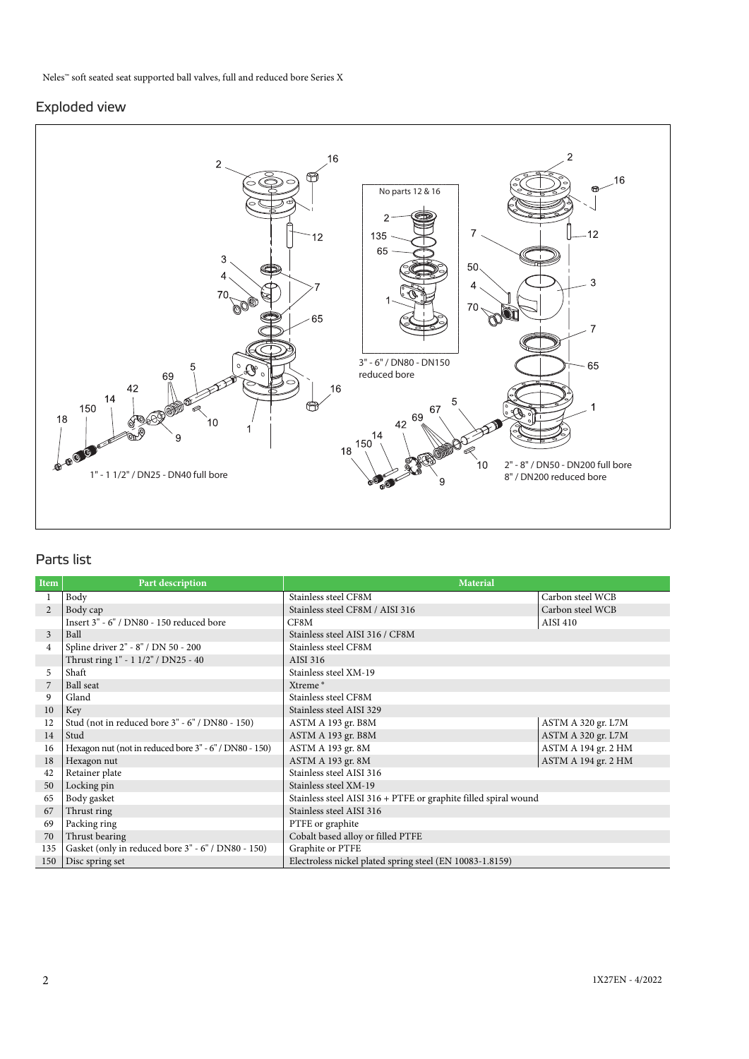## Exploded view

## Parts list

| Item | Part description | Material | |
|---|---|---|---|
| 1 | Body | Stainless steel CF8M | Carbon steel WCB |
| 2 | Body cap | Stainless steel CF8M / AISI 316 | Carbon steel WCB |
| | Insert 3" - 6" / DN80 - 150 reduced bore | CF8M | AISI 410 |
| 3 | Ball | Stainless steel AISI 316 / CF8M | |
| 4 | Spline driver 2" - 8" / DN 50 - 200 | Stainless steel CF8M | |
| | Thrust ring 1" - 1 1/2" / DN25 - 40 | AISI 316 | |
| 5 | Shaft | Stainless steel XM-19 | |
| 7 | Ball seat | Xtreme® | |
| 9 | Gland | Stainless steel CF8M | |
| 10 | Key | Stainless steel AISI 329 | |
| 12 | Stud (not in reduced bore 3" - 6" / DN80 - 150) | ASTM A 193 gr. B8M | ASTM A 320 gr. L7M |
| 14 | Stud | ASTM A 193 gr. B8M | ASTM A 320 gr. L7M |
| 16 | Hexagon nut (not in reduced bore 3" - 6" / DN80 - 150) | ASTM A 193 gr. 8M | ASTM A 194 gr. 2 HM |
| 18 | Hexagon nut | ASTM A 193 gr. 8M | ASTM A 194 gr. 2 HM |
| 42 | Retainer plate | Stainless steel AISI 316 | |
| 50 | Locking pin | Stainless steel XM-19 | |
| 65 | Body gasket | Stainless steel AISI 316 + PTFE or graphite filled spiral wound | |
| 67 | Thrust ring | Stainless steel AISI 316 | |
| 69 | Packing ring | PTFE or graphite | |
| 70 | Thrust bearing | Cobalt based alloy or filled PTFE | |
| 135 | Gasket (only in reduced bore 3" - 6" / DN80 - 150) | Graphite or PTFE | |
| 150 | Disc spring set | Electroless nickel plated spring steel (EN 10083-1.8159) | |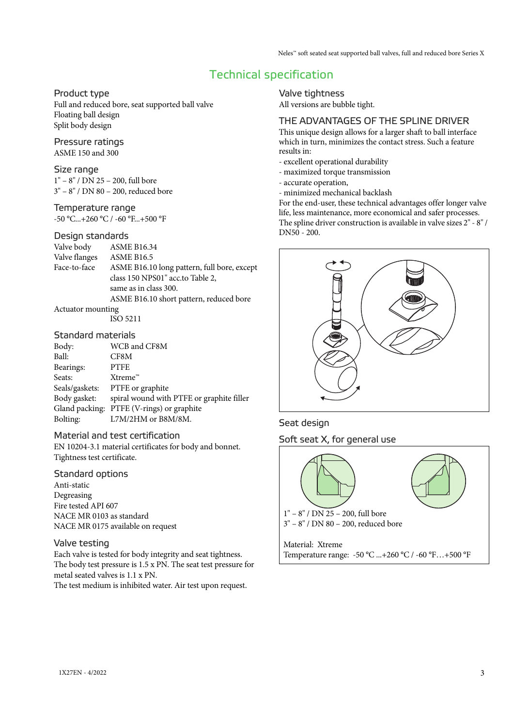# Technical specification

## Product type

Full and reduced bore, seat supported ball valve
Floating ball design
Split body design

## Pressure ratings

ASME 150 and 300

## Size range

1" – 8" / DN 25 – 200, full bore
3" – 8" / DN 80 – 200, reduced bore

## Temperature range

-50 °C...+260 °C / -60 °F...+500 °F

## Design standards

| | |
|---|---|
| Valve body | ASME B16.34 |
| Valve flanges | ASME B16.5 |
| Face-to-face | ASME B16.10 long pattern, full bore, except class 150 NPS01" acc.to Table 2, same as in class 300. ASME B16.10 short pattern, reduced bore |
| Actuator mounting | ISO 5211 |

## Standard materials

| | |
|---|---|
| Body: | WCB and CF8M |
| Ball: | CF8M |
| Bearings: | PTFE |
| Seats: | Xtreme™ |
| Seals/gaskets: | PTFE or graphite |
| Body gasket: | spiral wound with PTFE or graphite filler |
| Gland packing: | PTFE (V-rings) or graphite |
| Bolting: | L7M/2HM or B8M/8M. |

## Material and test certification

EN 10204-3.1 material certificates for body and bonnet.
Tightness test certificate.

## Standard options

Anti-static
Degreasing
Fire tested API 607
NACE MR 0103 as standard
NACE MR 0175 available on request

## Valve testing

Each valve is tested for body integrity and seat tightness. The body test pressure is 1.5 x PN. The seat test pressure for metal seated valves is 1.1 x PN.
The test medium is inhibited water. Air test upon request.

## Valve tightness

All versions are bubble tight.

## THE ADVANTAGES OF THE SPLINE DRIVER

This unique design allows for a larger shaft to ball interface which in turn, minimizes the contact stress. Such a feature results in:

- excellent operational durability
- maximized torque transmission
- accurate operation,
- minimized mechanical backlash

For the end-user, these technical advantages offer longer valve life, less maintenance, more economical and safer processes. The spline driver construction is available in valve sizes 2" - 8" / DN50 - 200.

## Seat design

### Soft seat X, for general use

1" – 8" / DN 25 – 200, full bore
3" – 8" / DN 80 – 200, reduced bore

Material: Xtreme
Temperature range: -50 °C ...+260 °C / -60 °F…+500 °F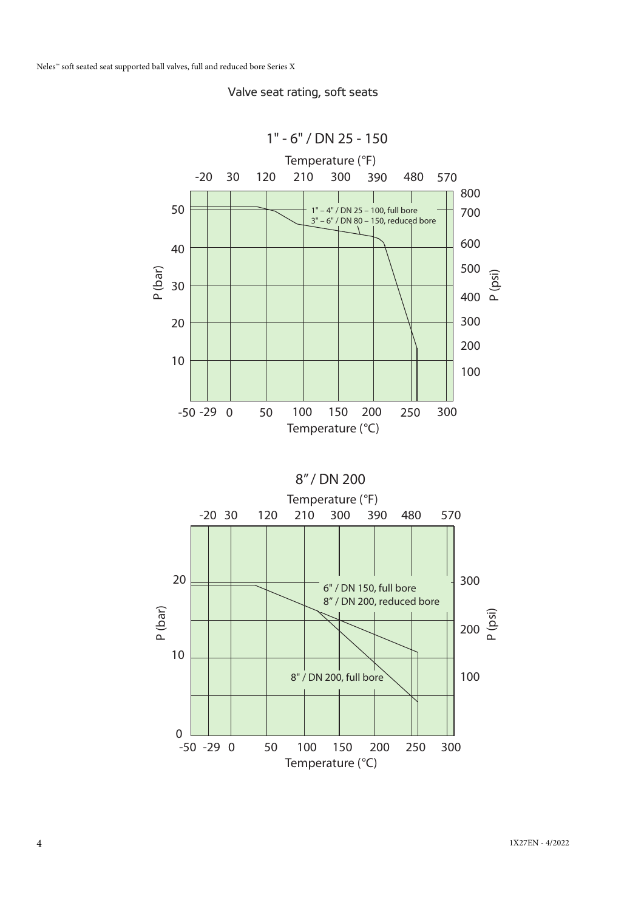## Valve seat rating, soft seats

### 1" - 6" / DN 25 - 150

Temperature (°F)

-20 30 120 210 300 390 480 570

P (bar): 10, 20, 30, 40, 50

P (psi): 100, 200, 300, 400, 500, 600, 700, 800

1" – 4" / DN 25 – 100, full bore
3" – 6" / DN 80 – 150, reduced bore

-50 -29 0 50 100 150 200 250 300

Temperature (°C)

### 8" / DN 200

Temperature (°F)

-20 30 120 210 300 390 480 570

P (bar): 0, 10, 20

P (psi): 100, 200, 300

6" / DN 150, full bore
8" / DN 200, reduced bore

8" / DN 200, full bore

-50 -29 0 50 100 150 200 250 300

Temperature (°C)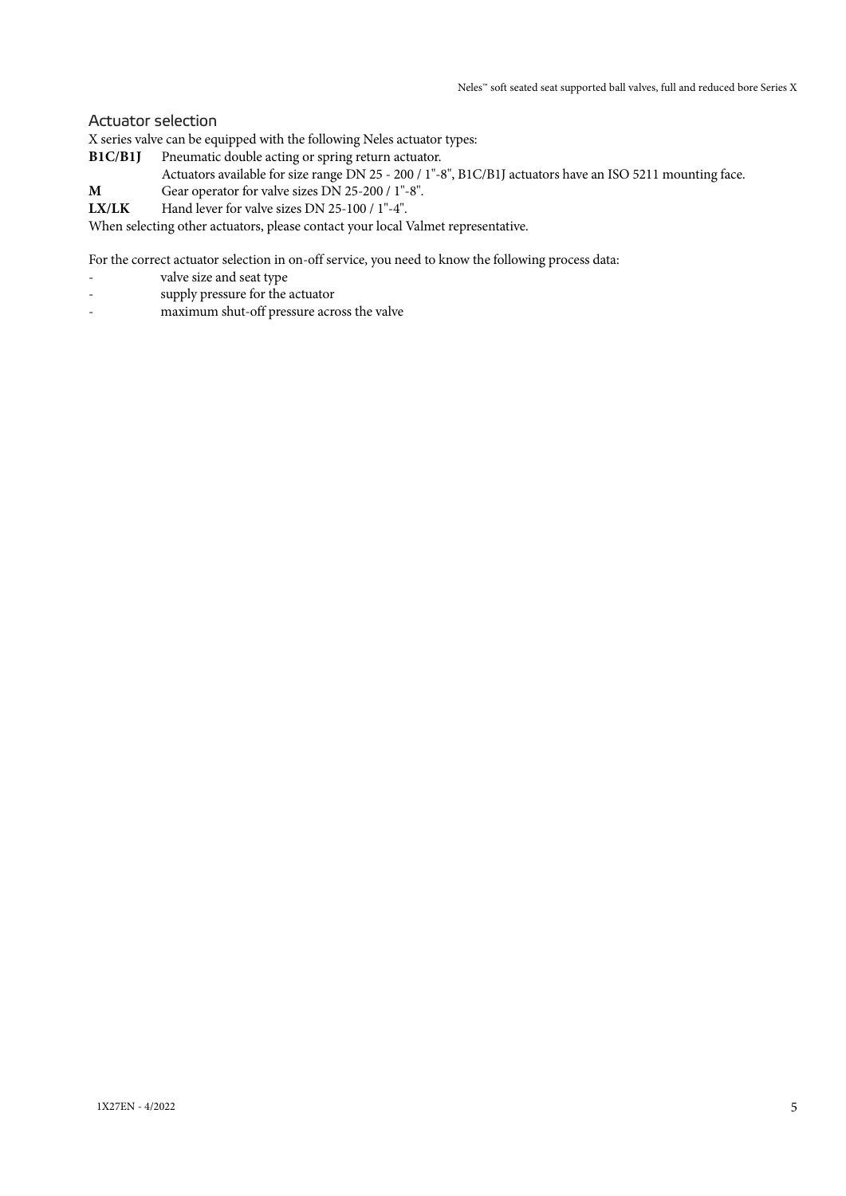## Actuator selection

X series valve can be equipped with the following Neles actuator types:

**B1C/B1J** Pneumatic double acting or spring return actuator.
Actuators available for size range DN 25 - 200 / 1"-8", B1C/B1J actuators have an ISO 5211 mounting face.

**M** Gear operator for valve sizes DN 25-200 / 1"-8".

**LX/LK** Hand lever for valve sizes DN 25-100 / 1"-4".

When selecting other actuators, please contact your local Valmet representative.

For the correct actuator selection in on-off service, you need to know the following process data:

- valve size and seat type
- supply pressure for the actuator
- maximum shut-off pressure across the valve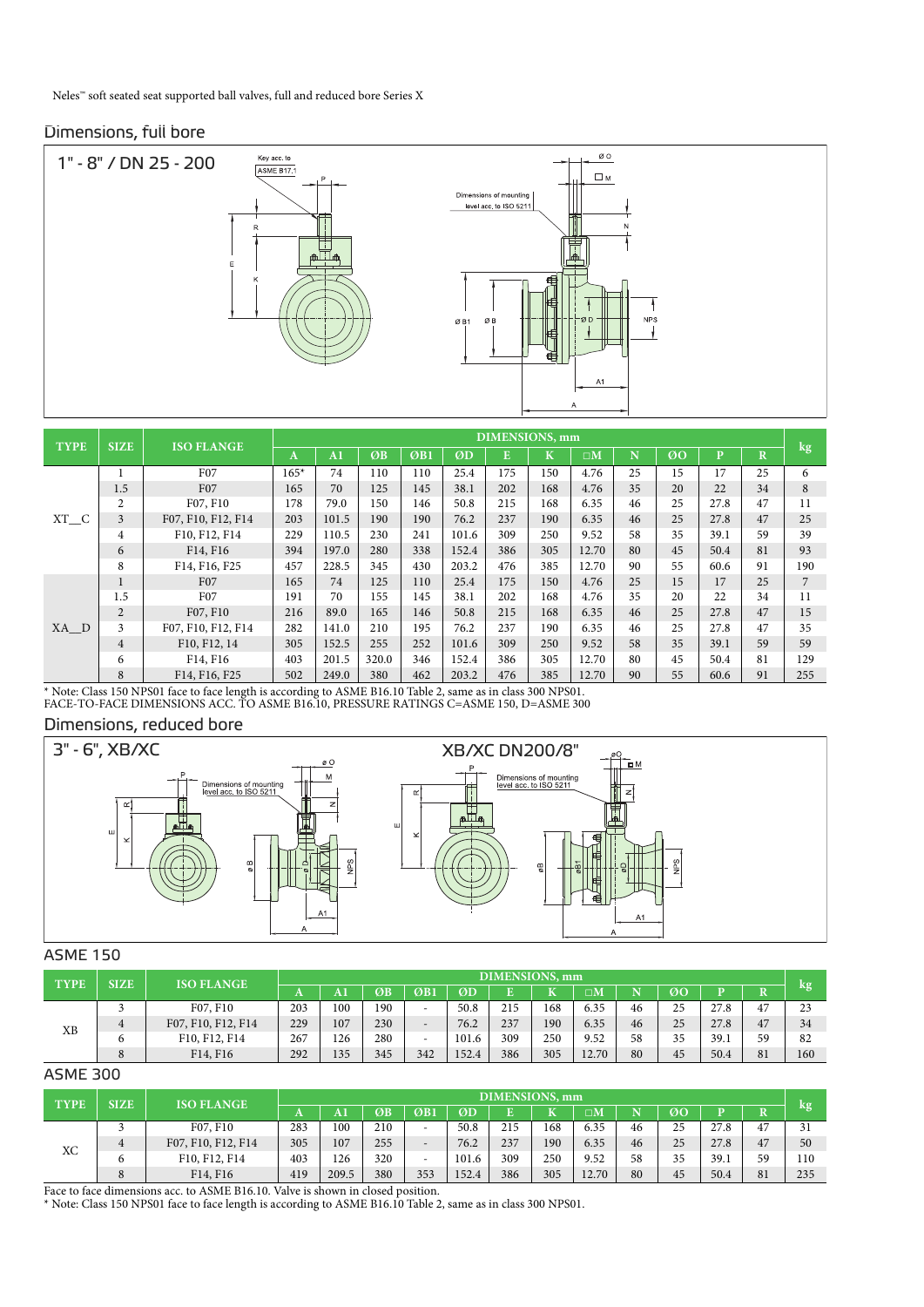Neles™ soft seated seat supported ball valves, full and reduced bore Series X

## Dimensions, full bore

1" - 8" / DN 25 - 200

| TYPE | SIZE | ISO FLANGE | DIMENSIONS, mm | | | | | | | | | | | | | kg |
|---|---|---|---|---|---|---|---|---|---|---|---|---|---|---|---|---|
| | | | A | A1 | ØB | ØB1 | ØD | E | K | □M | N | ØO | P | R | |
| XT__C | 1 | F07 | 165* | 74 | 110 | 110 | 25.4 | 175 | 150 | 4.76 | 25 | 15 | 17 | 25 | 6 |
| | 1.5 | F07 | 165 | 70 | 125 | 145 | 38.1 | 202 | 168 | 4.76 | 35 | 20 | 22 | 34 | 8 |
| | 2 | F07, F10 | 178 | 79.0 | 150 | 146 | 50.8 | 215 | 168 | 6.35 | 46 | 25 | 27.8 | 47 | 11 |
| | 3 | F07, F10, F12, F14 | 203 | 101.5 | 190 | 190 | 76.2 | 237 | 190 | 6.35 | 46 | 25 | 27.8 | 47 | 25 |
| | 4 | F10, F12, F14 | 229 | 110.5 | 230 | 241 | 101.6 | 309 | 250 | 9.52 | 58 | 35 | 39.1 | 59 | 39 |
| | 6 | F14, F16 | 394 | 197.0 | 280 | 338 | 152.4 | 386 | 305 | 12.70 | 80 | 45 | 50.4 | 81 | 93 |
| | 8 | F14, F16, F25 | 457 | 228.5 | 345 | 430 | 203.2 | 476 | 385 | 12.70 | 90 | 55 | 60.6 | 91 | 190 |
| XA__D | 1 | F07 | 165 | 74 | 125 | 110 | 25.4 | 175 | 150 | 4.76 | 25 | 15 | 17 | 25 | 7 |
| | 1.5 | F07 | 191 | 70 | 155 | 145 | 38.1 | 202 | 168 | 4.76 | 35 | 20 | 22 | 34 | 11 |
| | 2 | F07, F10 | 216 | 89.0 | 165 | 146 | 50.8 | 215 | 168 | 6.35 | 46 | 25 | 27.8 | 47 | 15 |
| | 3 | F07, F10, F12, F14 | 282 | 141.0 | 210 | 195 | 76.2 | 237 | 190 | 6.35 | 46 | 25 | 27.8 | 47 | 35 |
| | 4 | F10, F12, 14 | 305 | 152.5 | 255 | 252 | 101.6 | 309 | 250 | 9.52 | 58 | 35 | 39.1 | 59 | 59 |
| | 6 | F14, F16 | 403 | 201.5 | 320.0 | 346 | 152.4 | 386 | 305 | 12.70 | 80 | 45 | 50.4 | 81 | 129 |
| | 8 | F14, F16, F25 | 502 | 249.0 | 380 | 462 | 203.2 | 476 | 385 | 12.70 | 90 | 55 | 60.6 | 91 | 255 |

* Note: Class 150 NPS01 face to face length is according to ASME B16.10 Table 2, same as in class 300 NPS01.
FACE-TO-FACE DIMENSIONS ACC. TO ASME B16.10, PRESSURE RATINGS C=ASME 150, D=ASME 300

## Dimensions, reduced bore

3" - 6", XB/XC

XB/XC DN200/8"

### ASME 150

| TYPE | SIZE | ISO FLANGE | DIMENSIONS, mm | | | | | | | | | | | | | kg |
|---|---|---|---|---|---|---|---|---|---|---|---|---|---|---|---|---|
| | | | A | A1 | ØB | ØB1 | ØD | E | K | □M | N | ØO | P | R | |
| XB | 3 | F07, F10 | 203 | 100 | 190 | - | 50.8 | 215 | 168 | 6.35 | 46 | 25 | 27.8 | 47 | 23 |
| | 4 | F07, F10, F12, F14 | 229 | 107 | 230 | - | 76.2 | 237 | 190 | 6.35 | 46 | 25 | 27.8 | 47 | 34 |
| | 6 | F10, F12, F14 | 267 | 126 | 280 | - | 101.6 | 309 | 250 | 9.52 | 58 | 35 | 39.1 | 59 | 82 |
| | 8 | F14, F16 | 292 | 135 | 345 | 342 | 152.4 | 386 | 305 | 12.70 | 80 | 45 | 50.4 | 81 | 160 |

### ASME 300

| TYPE | SIZE | ISO FLANGE | DIMENSIONS, mm | | | | | | | | | | | | | kg |
|---|---|---|---|---|---|---|---|---|---|---|---|---|---|---|---|---|
| | | | A | A1 | ØB | ØB1 | ØD | E | K | □M | N | ØO | P | R | |
| XC | 3 | F07, F10 | 283 | 100 | 210 | - | 50.8 | 215 | 168 | 6.35 | 46 | 25 | 27.8 | 47 | 31 |
| | 4 | F07, F10, F12, F14 | 305 | 107 | 255 | - | 76.2 | 237 | 190 | 6.35 | 46 | 25 | 27.8 | 47 | 50 |
| | 6 | F10, F12, F14 | 403 | 126 | 320 | - | 101.6 | 309 | 250 | 9.52 | 58 | 35 | 39.1 | 59 | 110 |
| | 8 | F14, F16 | 419 | 209.5 | 380 | 353 | 152.4 | 386 | 305 | 12.70 | 80 | 45 | 50.4 | 81 | 235 |

Face to face dimensions acc. to ASME B16.10. Valve is shown in closed position.
* Note: Class 150 NPS01 face to face length is according to ASME B16.10 Table 2, same as in class 300 NPS01.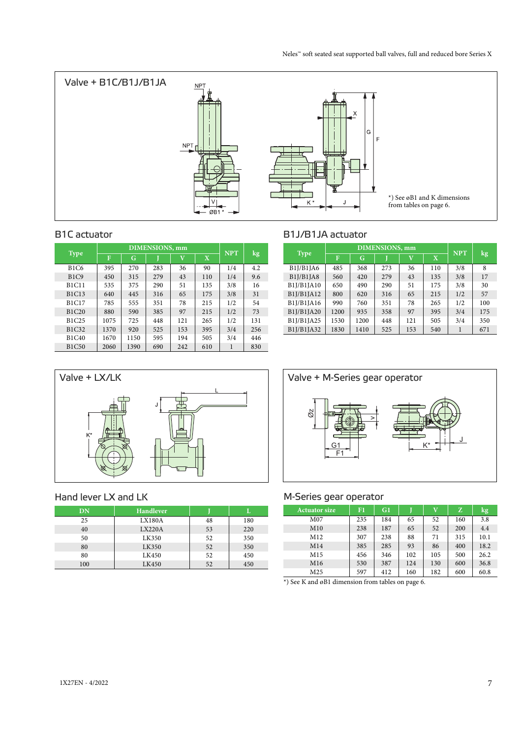## Valve + B1C/B1J/B1JA

*) See øB1 and K dimensions from tables on page 6.

### B1C actuator

| Type | DIMENSIONS, mm | | | | | NPT | kg |
|---|---|---|---|---|---|---|---|
| | F | G | J | V | X | | |
| B1C6 | 395 | 270 | 283 | 36 | 90 | 1/4 | 4.2 |
| B1C9 | 450 | 315 | 279 | 43 | 110 | 1/4 | 9.6 |
| B1C11 | 535 | 375 | 290 | 51 | 135 | 3/8 | 16 |
| B1C13 | 640 | 445 | 316 | 65 | 175 | 3/8 | 31 |
| B1C17 | 785 | 555 | 351 | 78 | 215 | 1/2 | 54 |
| B1C20 | 880 | 590 | 385 | 97 | 215 | 1/2 | 73 |
| B1C25 | 1075 | 725 | 448 | 121 | 265 | 1/2 | 131 |
| B1C32 | 1370 | 920 | 525 | 153 | 395 | 3/4 | 256 |
| B1C40 | 1670 | 1150 | 595 | 194 | 505 | 3/4 | 446 |
| B1C50 | 2060 | 1390 | 690 | 242 | 610 | 1 | 830 |

### B1J/B1JA actuator

| Type | DIMENSIONS, mm | | | | | NPT | kg |
|---|---|---|---|---|---|---|---|
| | F | G | J | V | X | | |
| B1J/B1JA6 | 485 | 368 | 273 | 36 | 110 | 3/8 | 8 |
| B1J/B1JA8 | 560 | 420 | 279 | 43 | 135 | 3/8 | 17 |
| B1J/B1JA10 | 650 | 490 | 290 | 51 | 175 | 3/8 | 30 |
| B1J/B1JA12 | 800 | 620 | 316 | 65 | 215 | 1/2 | 57 |
| B1J/B1JA16 | 990 | 760 | 351 | 78 | 265 | 1/2 | 100 |
| B1J/B1JA20 | 1200 | 935 | 358 | 97 | 395 | 3/4 | 175 |
| B1J/B1JA25 | 1530 | 1200 | 448 | 121 | 505 | 3/4 | 350 |
| B1J/B1JA32 | 1830 | 1410 | 525 | 153 | 540 | 1 | 671 |

## Valve + LX/LK

### Hand lever LX and LK

| DN | Handlever | J | L |
|---|---|---|---|
| 25 | LX180A | 48 | 180 |
| 40 | LX220A | 53 | 220 |
| 50 | LK350 | 52 | 350 |
| 80 | LK350 | 52 | 350 |
| 80 | LK450 | 52 | 450 |
| 100 | LK450 | 52 | 450 |

## Valve + M-Series gear operator

### M-Series gear operator

| Actuator size | F1 | G1 | J | V | Z | kg |
|---|---|---|---|---|---|---|
| M07 | 235 | 184 | 65 | 52 | 160 | 3.8 |
| M10 | 238 | 187 | 65 | 52 | 200 | 4.4 |
| M12 | 307 | 238 | 88 | 71 | 315 | 10.1 |
| M14 | 385 | 285 | 93 | 86 | 400 | 18.2 |
| M15 | 456 | 346 | 102 | 105 | 500 | 26.2 |
| M16 | 530 | 387 | 124 | 130 | 600 | 36.8 |
| M25 | 597 | 412 | 160 | 182 | 600 | 60.8 |

*) See K and øB1 dimension from tables on page 6.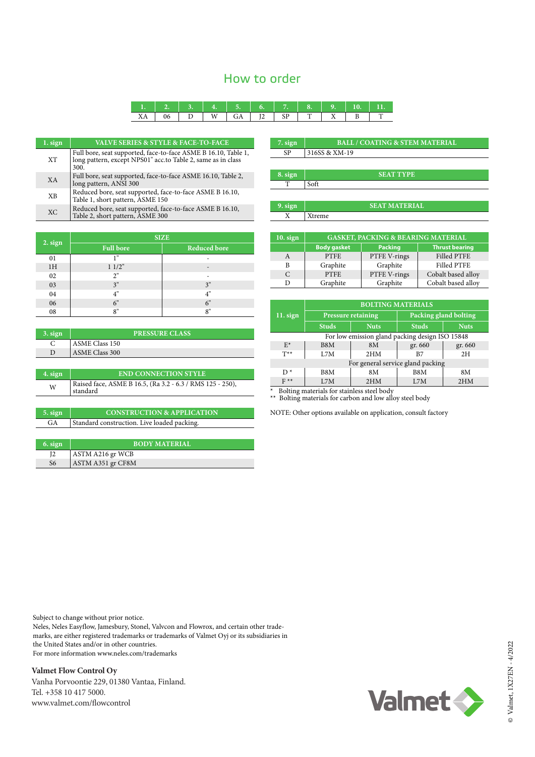## How to order

| 1. | 2. | 3. | 4. | 5. | 6. | 7. | 8. | 9. | 10. | 11. |
|---|---|---|---|---|---|---|---|---|---|---|
| XA | 06 | D | W | GA | J2 | SP | T | X | B | T |

| 1. sign | VALVE SERIES & STYLE & FACE-TO-FACE |
|---|---|
| XT | Full bore, seat supported, face-to-face ASME B 16.10, Table 1, long pattern, except NPS01" acc.to Table 2, same as in class 300. |
| XA | Full bore, seat supported, face-to-face ASME 16.10, Table 2, long pattern, ANSI 300 |
| XB | Reduced bore, seat supported, face-to-face ASME B 16.10, Table 1, short pattern, ASME 150 |
| XC | Reduced bore, seat supported, face-to-face ASME B 16.10, Table 2, short pattern, ASME 300 |

| 2. sign | SIZE | |
|---|---|---|
| | Full bore | Reduced bore |
| 01 | 1" | - |
| 1H | 1 1/2" | - |
| 02 | 2" | - |
| 03 | 3" | 3" |
| 04 | 4" | 4" |
| 06 | 6" | 6" |
| 08 | 8" | 8" |

| 3. sign | PRESSURE CLASS |
|---|---|
| C | ASME Class 150 |
| D | ASME Class 300 |

| 4. sign | END CONNECTION STYLE |
|---|---|
| W | Raised face, ASME B 16.5, (Ra 3.2 - 6.3 / RMS 125 - 250), standard |

| 5. sign | CONSTRUCTION & APPLICATION |
|---|---|
| GA | Standard construction. Live loaded packing. |

| 6. sign | BODY MATERIAL |
|---|---|
| J2 | ASTM A216 gr WCB |
| S6 | ASTM A351 gr CF8M |

| 7. sign | BALL / COATING & STEM MATERIAL |
|---|---|
| SP | 316SS & XM-19 |

| 8. sign | SEAT TYPE |
|---|---|
| T | Soft |

| 9. sign | SEAT MATERIAL |
|---|---|
| X | Xtreme |

| 10. sign | GASKET, PACKING & BEARING MATERIAL | | |
|---|---|---|---|
| | Body gasket | Packing | Thrust bearing |
| A | PTFE | PTFE V-rings | Filled PTFE |
| B | Graphite | Graphite | Filled PTFE |
| C | PTFE | PTFE V-rings | Cobalt based alloy |
| D | Graphite | Graphite | Cobalt based alloy |

| 11. sign | BOLTING MATERIALS | | | |
|---|---|---|---|---|
| | Pressure retaining | | Packing gland bolting | |
| | Studs | Nuts | Studs | Nuts |
| | For low emission gland packing design ISO 15848 | | | |
| E* | B8M | 8M | gr. 660 | gr. 660 |
| T** | L7M | 2HM | B7 | 2H |
| | For general service gland packing | | | |
| D * | B8M | 8M | B8M | 8M |
| F ** | L7M | 2HM | L7M | 2HM |

\* Bolting materials for stainless steel body
** Bolting materials for carbon and low alloy steel body

NOTE: Other options available on application, consult factory

Subject to change without prior notice.
Neles, Neles Easyflow, Jamesbury, Stonel, Valvcon and Flowrox, and certain other trademarks, are either registered trademarks or trademarks of Valmet Oyj or its subsidiaries in the United States and/or in other countries.
For more information www.neles.com/trademarks

**Valmet Flow Control Oy**
Vanha Porvoontie 229, 01380 Vantaa, Finland.
Tel. +358 10 417 5000.
www.valmet.com/flowcontrol

© Valmet, 1X27EN - 4/2022